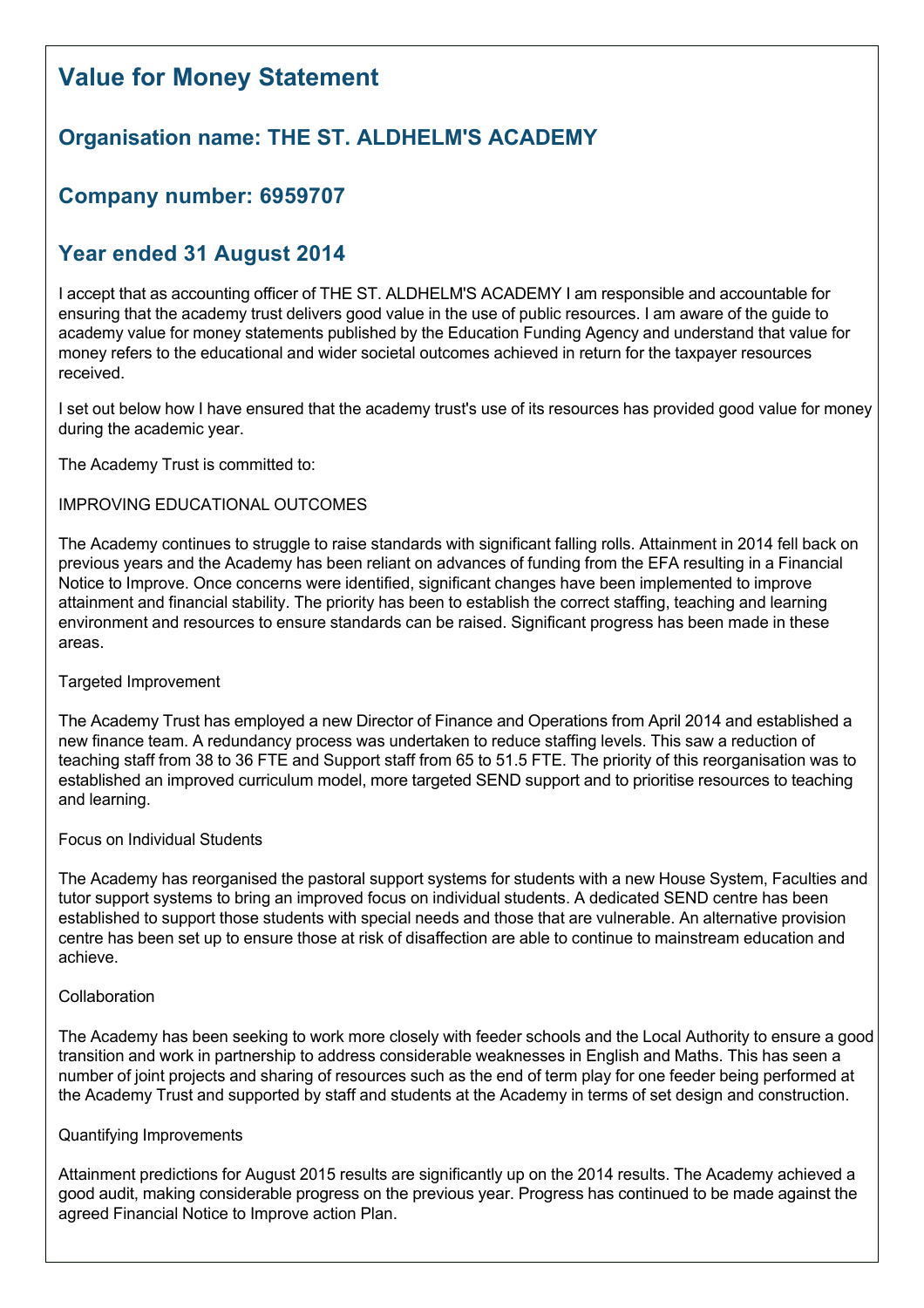# Value for Money Statement

## Organisation name: THE ST. ALDHELM'S ACADEMY

## Company number: 6959707

## Year ended 31 August 2014

I accept that as accounting officer of THE ST. ALDHELM'S ACADEMY I am responsible and accountable for ensuring that the academy trust delivers good value in the use of public resources. I am aware of the guide to academy value for money statements published by the Education Funding Agency and understand that value for money refers to the educational and wider societal outcomes achieved in return for the taxpayer resources received.

I set out below how I have ensured that the academy trust's use of its resources has provided good value for money during the academic year.

The Academy Trust is committed to:

IMPROVING EDUCATIONAL OUTCOMES

The Academy continues to struggle to raise standards with significant falling rolls. Attainment in 2014 fell back on previous years and the Academy has been reliant on advances of funding from the EFA resulting in a Financial Notice to Improve. Once concerns were identified, significant changes have been implemented to improve attainment and financial stability. The priority has been to establish the correct staffing, teaching and learning environment and resources to ensure standards can be raised. Significant progress has been made in these areas.

Targeted Improvement

The Academy Trust has employed a new Director of Finance and Operations from April 2014 and established a new finance team. A redundancy process was undertaken to reduce staffing levels. This saw a reduction of teaching staff from 38 to 36 FTE and Support staff from 65 to 51.5 FTE. The priority of this reorganisation was to established an improved curriculum model, more targeted SEND support and to prioritise resources to teaching and learning.

Focus on Individual Students

The Academy has reorganised the pastoral support systems for students with a new House System, Faculties and tutor support systems to bring an improved focus on individual students. A dedicated SEND centre has been established to support those students with special needs and those that are vulnerable. An alternative provision centre has been set up to ensure those at risk of disaffection are able to continue to mainstream education and achieve.

Collaboration

The Academy has been seeking to work more closely with feeder schools and the Local Authority to ensure a good transition and work in partnership to address considerable weaknesses in English and Maths. This has seen a number of joint projects and sharing of resources such as the end of term play for one feeder being performed at the Academy Trust and supported by staff and students at the Academy in terms of set design and construction.

Quantifying Improvements

Attainment predictions for August 2015 results are significantly up on the 2014 results. The Academy achieved a good audit, making considerable progress on the previous year. Progress has continued to be made against the agreed Financial Notice to Improve action Plan.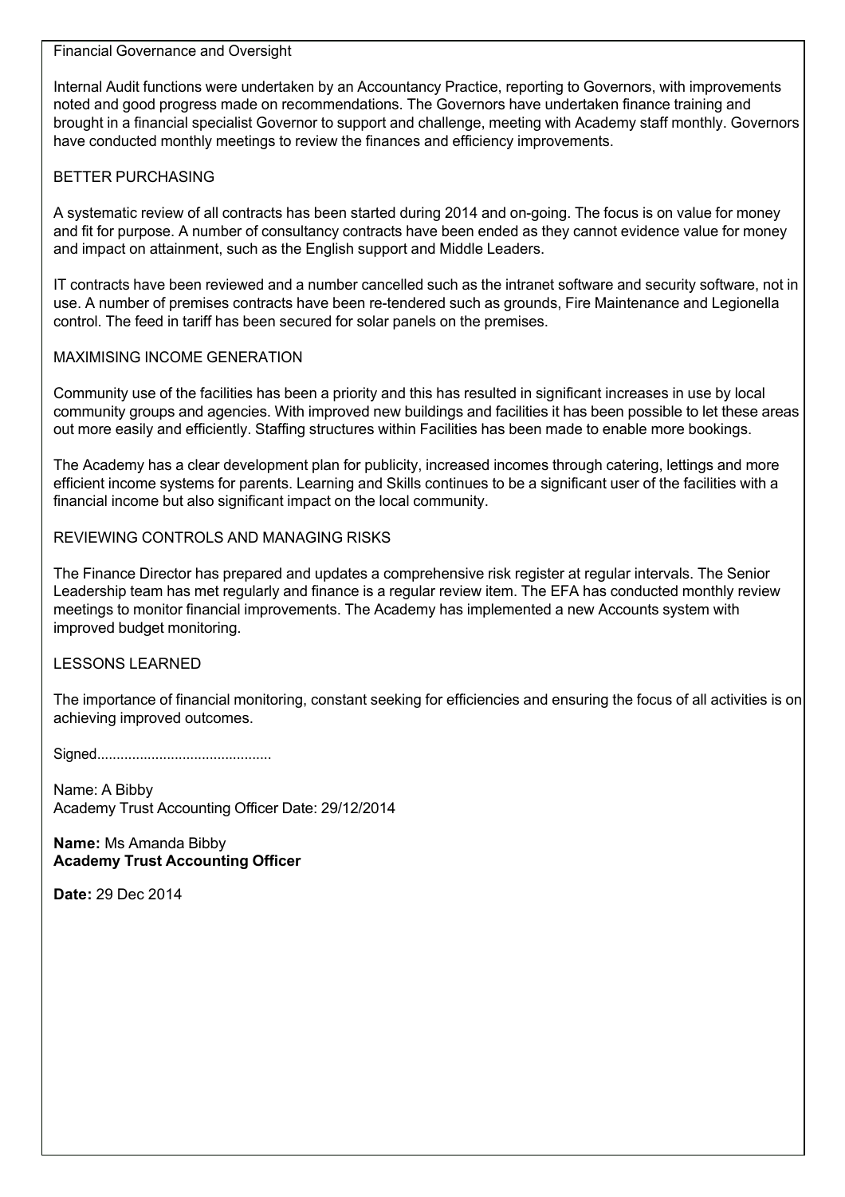Financial Governance and Oversight

Internal Audit functions were undertaken by an Accountancy Practice, reporting to Governors, with improvements noted and good progress made on recommendations. The Governors have undertaken finance training and brought in a financial specialist Governor to support and challenge, meeting with Academy staff monthly. Governors have conducted monthly meetings to review the finances and efficiency improvements.

BETTER PURCHASING

A systematic review of all contracts has been started during 2014 and on-going. The focus is on value for money and fit for purpose. A number of consultancy contracts have been ended as they cannot evidence value for money and impact on attainment, such as the English support and Middle Leaders.

IT contracts have been reviewed and a number cancelled such as the intranet software and security software, not in use. A number of premises contracts have been re-tendered such as grounds, Fire Maintenance and Legionella control. The feed in tariff has been secured for solar panels on the premises.

MAXIMISING INCOME GENERATION

Community use of the facilities has been a priority and this has resulted in significant increases in use by local community groups and agencies. With improved new buildings and facilities it has been possible to let these areas out more easily and efficiently. Staffing structures within Facilities has been made to enable more bookings.

The Academy has a clear development plan for publicity, increased incomes through catering, lettings and more efficient income systems for parents. Learning and Skills continues to be a significant user of the facilities with a financial income but also significant impact on the local community.

REVIEWING CONTROLS AND MANAGING RISKS

The Finance Director has prepared and updates a comprehensive risk register at regular intervals. The Senior Leadership team has met regularly and finance is a regular review item. The EFA has conducted monthly review meetings to monitor financial improvements. The Academy has implemented a new Accounts system with improved budget monitoring.

LESSONS LEARNED

The importance of financial monitoring, constant seeking for efficiencies and ensuring the focus of all activities is on achieving improved outcomes.

Signed.............................................

Name: A Bibby
Academy Trust Accounting Officer Date: 29/12/2014

**Name:** Ms Amanda Bibby
**Academy Trust Accounting Officer**

**Date:** 29 Dec 2014